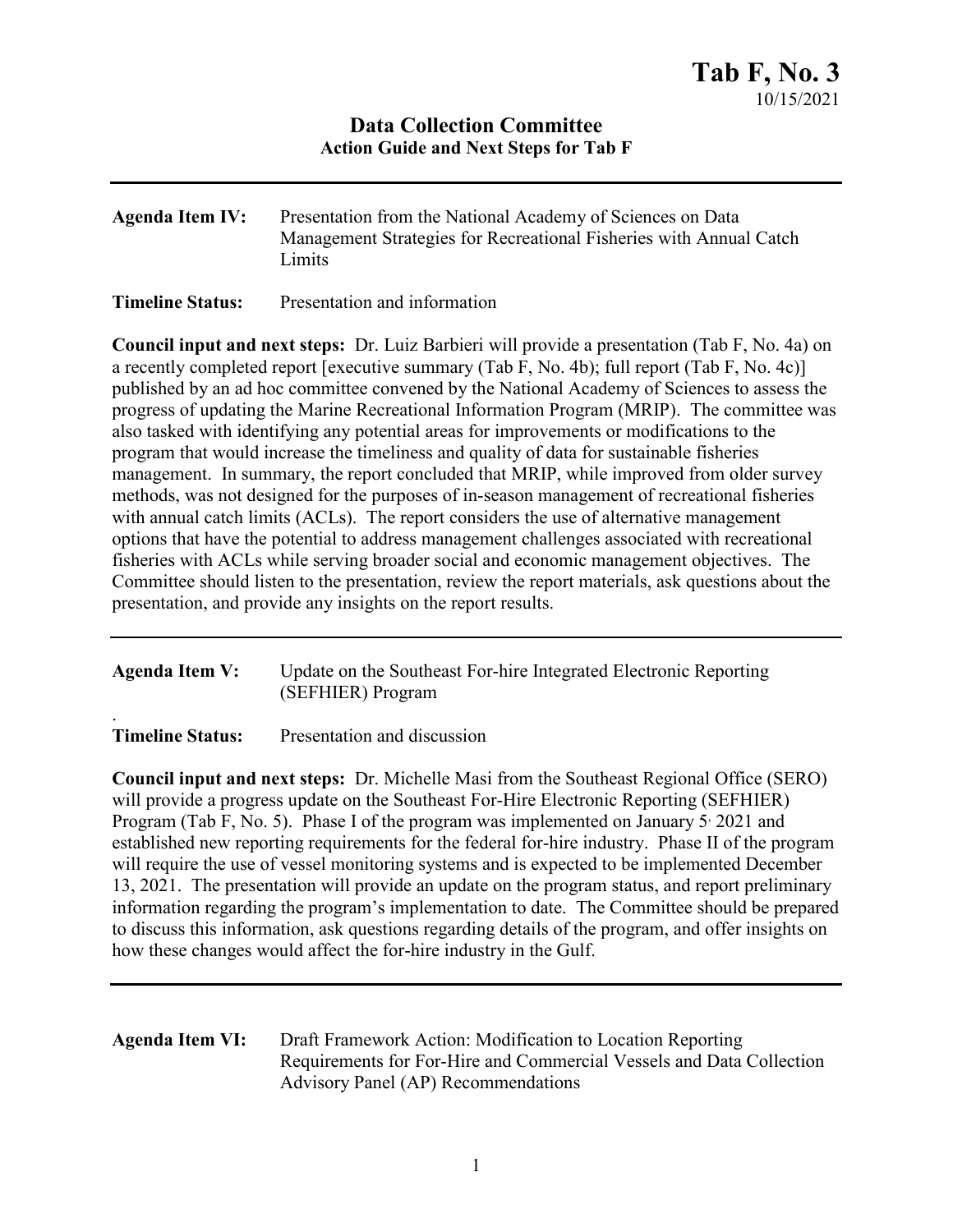# Tab F, No. 3

10/15/2021

## Data Collection Committee
### Action Guide and Next Steps for Tab F

---

**Agenda Item IV:** Presentation from the National Academy of Sciences on Data Management Strategies for Recreational Fisheries with Annual Catch Limits

**Timeline Status:** Presentation and information

**Council input and next steps:** Dr. Luiz Barbieri will provide a presentation (Tab F, No. 4a) on a recently completed report [executive summary (Tab F, No. 4b); full report (Tab F, No. 4c)] published by an ad hoc committee convened by the National Academy of Sciences to assess the progress of updating the Marine Recreational Information Program (MRIP). The committee was also tasked with identifying any potential areas for improvements or modifications to the program that would increase the timeliness and quality of data for sustainable fisheries management. In summary, the report concluded that MRIP, while improved from older survey methods, was not designed for the purposes of in-season management of recreational fisheries with annual catch limits (ACLs). The report considers the use of alternative management options that have the potential to address management challenges associated with recreational fisheries with ACLs while serving broader social and economic management objectives. The Committee should listen to the presentation, review the report materials, ask questions about the presentation, and provide any insights on the report results.

---

**Agenda Item V:** Update on the Southeast For-hire Integrated Electronic Reporting (SEFHIER) Program

.

**Timeline Status:** Presentation and discussion

**Council input and next steps:** Dr. Michelle Masi from the Southeast Regional Office (SERO) will provide a progress update on the Southeast For-Hire Electronic Reporting (SEFHIER) Program (Tab F, No. 5). Phase I of the program was implemented on January 5, 2021 and established new reporting requirements for the federal for-hire industry. Phase II of the program will require the use of vessel monitoring systems and is expected to be implemented December 13, 2021. The presentation will provide an update on the program status, and report preliminary information regarding the program's implementation to date. The Committee should be prepared to discuss this information, ask questions regarding details of the program, and offer insights on how these changes would affect the for-hire industry in the Gulf.

---

**Agenda Item VI:** Draft Framework Action: Modification to Location Reporting Requirements for For-Hire and Commercial Vessels and Data Collection Advisory Panel (AP) Recommendations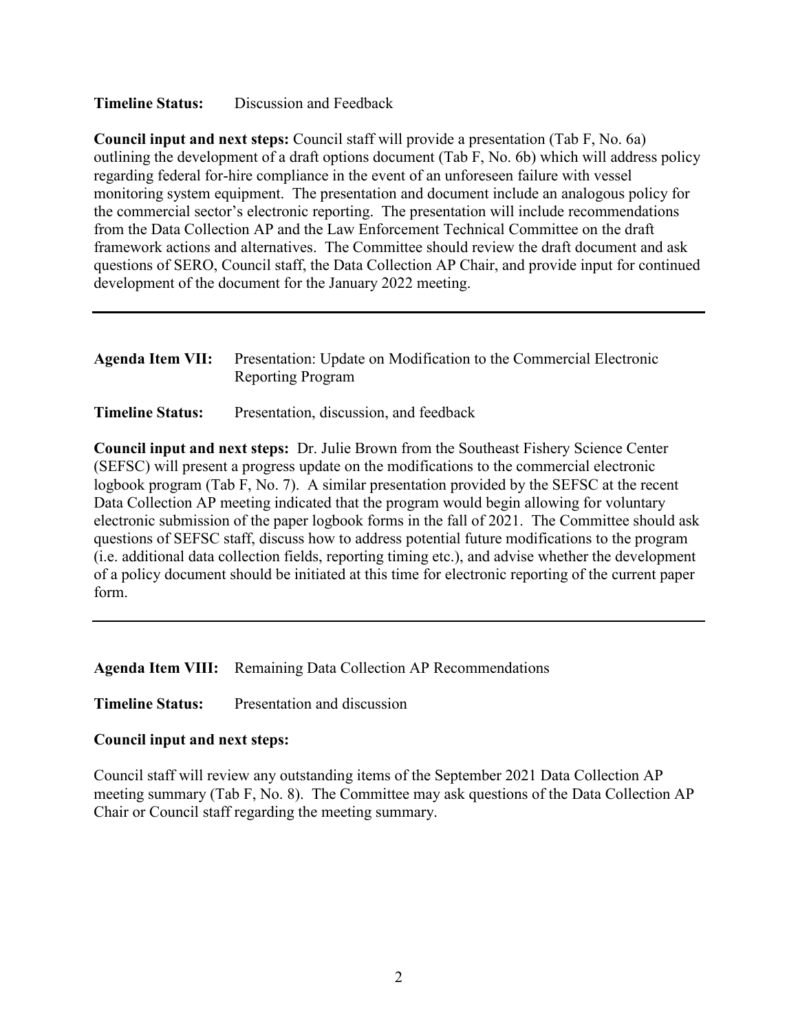**Timeline Status:** Discussion and Feedback

**Council input and next steps:** Council staff will provide a presentation (Tab F, No. 6a) outlining the development of a draft options document (Tab F, No. 6b) which will address policy regarding federal for-hire compliance in the event of an unforeseen failure with vessel monitoring system equipment. The presentation and document include an analogous policy for the commercial sector's electronic reporting. The presentation will include recommendations from the Data Collection AP and the Law Enforcement Technical Committee on the draft framework actions and alternatives. The Committee should review the draft document and ask questions of SERO, Council staff, the Data Collection AP Chair, and provide input for continued development of the document for the January 2022 meeting.

---

**Agenda Item VII:** Presentation: Update on Modification to the Commercial Electronic Reporting Program

**Timeline Status:** Presentation, discussion, and feedback

**Council input and next steps:** Dr. Julie Brown from the Southeast Fishery Science Center (SEFSC) will present a progress update on the modifications to the commercial electronic logbook program (Tab F, No. 7). A similar presentation provided by the SEFSC at the recent Data Collection AP meeting indicated that the program would begin allowing for voluntary electronic submission of the paper logbook forms in the fall of 2021. The Committee should ask questions of SEFSC staff, discuss how to address potential future modifications to the program (i.e. additional data collection fields, reporting timing etc.), and advise whether the development of a policy document should be initiated at this time for electronic reporting of the current paper form.

---

**Agenda Item VIII:** Remaining Data Collection AP Recommendations

**Timeline Status:** Presentation and discussion

**Council input and next steps:**

Council staff will review any outstanding items of the September 2021 Data Collection AP meeting summary (Tab F, No. 8). The Committee may ask questions of the Data Collection AP Chair or Council staff regarding the meeting summary.